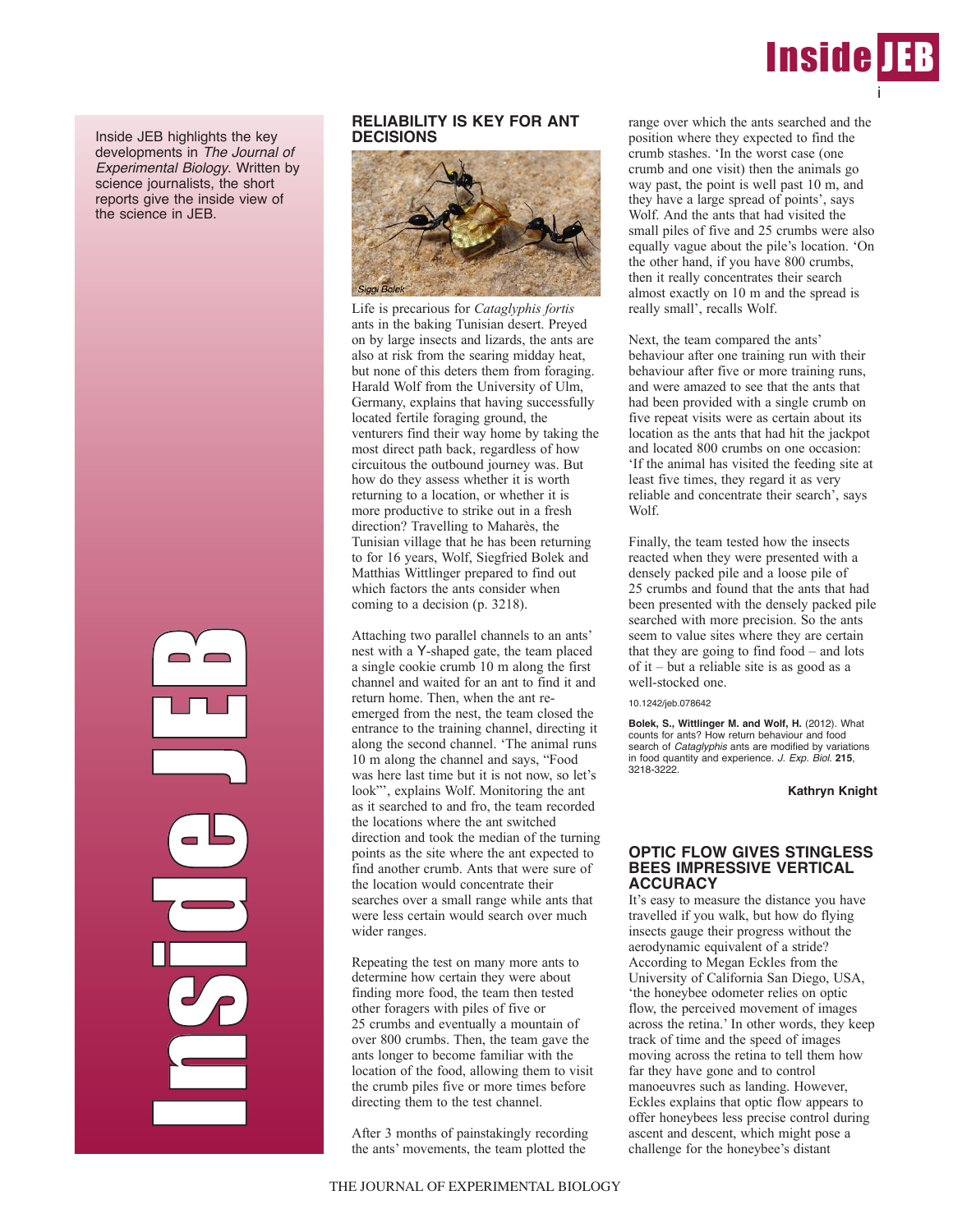Inside JEB highlights the key developments in *The Journal of Experimental Biology*. Written by science journalists, the short reports give the inside view of the science in JEB.

## RELIABILITY IS KEY FOR ANT DECISIONS

Siggi Bolek

Life is precarious for *Cataglyphis fortis* ants in the baking Tunisian desert. Preyed on by large insects and lizards, the ants are also at risk from the searing midday heat, but none of this deters them from foraging. Harald Wolf from the University of Ulm, Germany, explains that having successfully located fertile foraging ground, the venturers find their way home by taking the most direct path back, regardless of how circuitous the outbound journey was. But how do they assess whether it is worth returning to a location, or whether it is more productive to strike out in a fresh direction? Travelling to Maharès, the Tunisian village that he has been returning to for 16 years, Wolf, Siegfried Bolek and Matthias Wittlinger prepared to find out which factors the ants consider when coming to a decision (p. 3218).

Attaching two parallel channels to an ants' nest with a Y-shaped gate, the team placed a single cookie crumb 10 m along the first channel and waited for an ant to find it and return home. Then, when the ant re-emerged from the nest, the team closed the entrance to the training channel, directing it along the second channel. 'The animal runs 10 m along the channel and says, "Food was here last time but it is not now, so let's look"', explains Wolf. Monitoring the ant as it searched to and fro, the team recorded the locations where the ant switched direction and took the median of the turning points as the site where the ant expected to find another crumb. Ants that were sure of the location would concentrate their searches over a small range while ants that were less certain would search over much wider ranges.

Repeating the test on many more ants to determine how certain they were about finding more food, the team then tested other foragers with piles of five or 25 crumbs and eventually a mountain of over 800 crumbs. Then, the team gave the ants longer to become familiar with the location of the food, allowing them to visit the crumb piles five or more times before directing them to the test channel.

After 3 months of painstakingly recording the ants' movements, the team plotted the range over which the ants searched and the position where they expected to find the crumb stashes. 'In the worst case (one crumb and one visit) then the animals go way past, the point is well past 10 m, and they have a large spread of points', says Wolf. And the ants that had visited the small piles of five and 25 crumbs were also equally vague about the pile's location. 'On the other hand, if you have 800 crumbs, then it really concentrates their search almost exactly on 10 m and the spread is really small', recalls Wolf.

Next, the team compared the ants' behaviour after one training run with their behaviour after five or more training runs, and were amazed to see that the ants that had been provided with a single crumb on five repeat visits were as certain about its location as the ants that had hit the jackpot and located 800 crumbs on one occasion: 'If the animal has visited the feeding site at least five times, they regard it as very reliable and concentrate their search', says Wolf.

Finally, the team tested how the insects reacted when they were presented with a densely packed pile and a loose pile of 25 crumbs and found that the ants that had been presented with the densely packed pile searched with more precision. So the ants seem to value sites where they are certain that they are going to find food – and lots of it – but a reliable site is as good as a well-stocked one.

10.1242/jeb.078642

**Bolek, S., Wittlinger M. and Wolf, H.** (2012). What counts for ants? How return behaviour and food search of *Cataglyphis* ants are modified by variations in food quantity and experience. *J. Exp. Biol.* **215**, 3218-3222.

**Kathryn Knight**

## OPTIC FLOW GIVES STINGLESS BEES IMPRESSIVE VERTICAL ACCURACY

It's easy to measure the distance you have travelled if you walk, but how do flying insects gauge their progress without the aerodynamic equivalent of a stride? According to Megan Eckles from the University of California San Diego, USA, 'the honeybee odometer relies on optic flow, the perceived movement of images across the retina.' In other words, they keep track of time and the speed of images moving across the retina to tell them how far they have gone and to control manoeuvres such as landing. However, Eckles explains that optic flow appears to offer honeybees less precise control during ascent and descent, which might pose a challenge for the honeybee's distant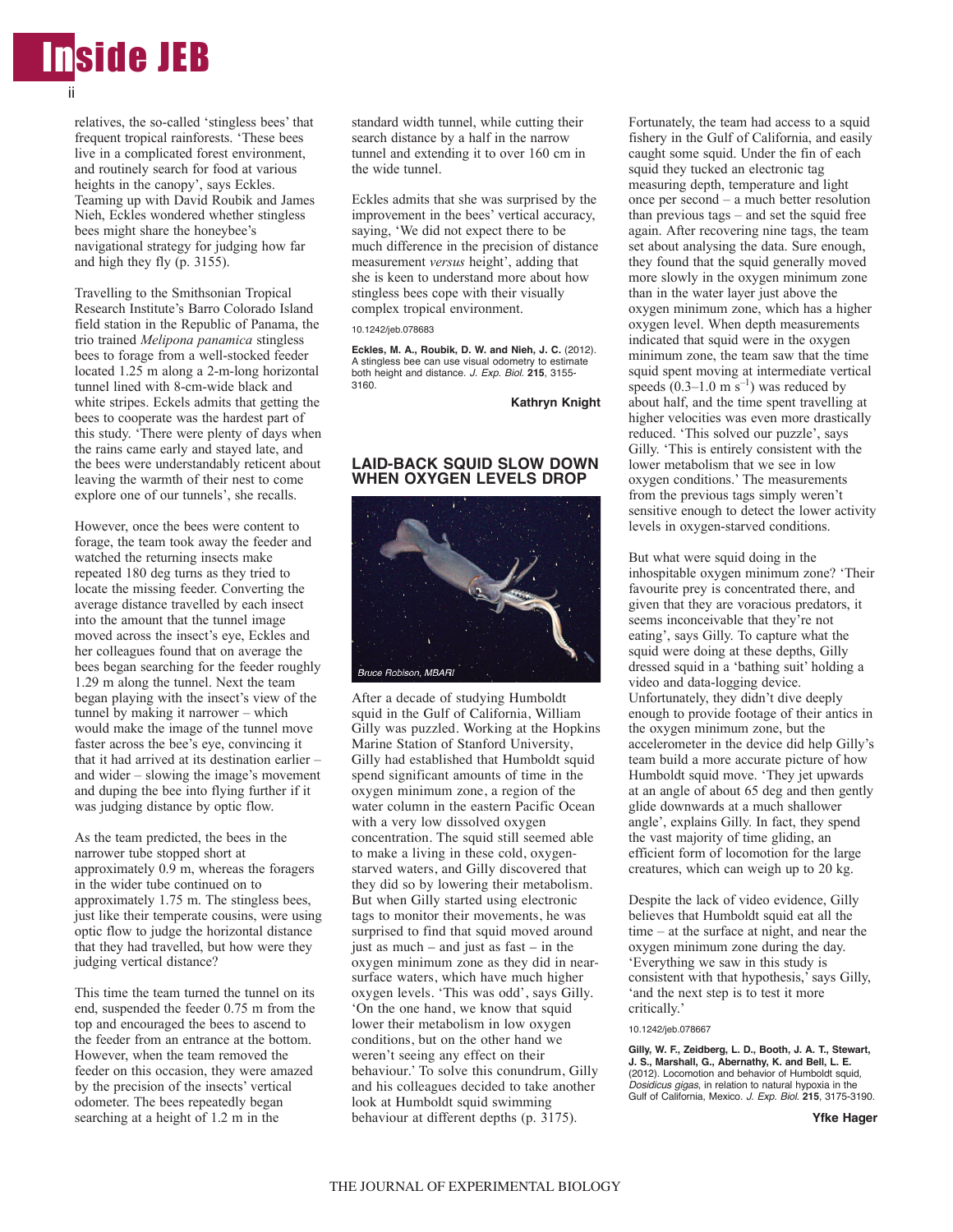relatives, the so-called 'stingless bees' that frequent tropical rainforests. 'These bees live in a complicated forest environment, and routinely search for food at various heights in the canopy', says Eckles. Teaming up with David Roubik and James Nieh, Eckles wondered whether stingless bees might share the honeybee's navigational strategy for judging how far and high they fly (p. 3155).

Travelling to the Smithsonian Tropical Research Institute's Barro Colorado Island field station in the Republic of Panama, the trio trained *Melipona panamica* stingless bees to forage from a well-stocked feeder located 1.25 m along a 2-m-long horizontal tunnel lined with 8-cm-wide black and white stripes. Eckels admits that getting the bees to cooperate was the hardest part of this study. 'There were plenty of days when the rains came early and stayed late, and the bees were understandably reticent about leaving the warmth of their nest to come explore one of our tunnels', she recalls.

However, once the bees were content to forage, the team took away the feeder and watched the returning insects make repeated 180 deg turns as they tried to locate the missing feeder. Converting the average distance travelled by each insect into the amount that the tunnel image moved across the insect's eye, Eckles and her colleagues found that on average the bees began searching for the feeder roughly 1.29 m along the tunnel. Next the team began playing with the insect's view of the tunnel by making it narrower – which would make the image of the tunnel move faster across the bee's eye, convincing it that it had arrived at its destination earlier – and wider – slowing the image's movement and duping the bee into flying further if it was judging distance by optic flow.

As the team predicted, the bees in the narrower tube stopped short at approximately 0.9 m, whereas the foragers in the wider tube continued on to approximately 1.75 m. The stingless bees, just like their temperate cousins, were using optic flow to judge the horizontal distance that they had travelled, but how were they judging vertical distance?

This time the team turned the tunnel on its end, suspended the feeder 0.75 m from the top and encouraged the bees to ascend to the feeder from an entrance at the bottom. However, when the team removed the feeder on this occasion, they were amazed by the precision of the insects' vertical odometer. The bees repeatedly began searching at a height of 1.2 m in the standard width tunnel, while cutting their search distance by a half in the narrow tunnel and extending it to over 160 cm in the wide tunnel.

Eckles admits that she was surprised by the improvement in the bees' vertical accuracy, saying, 'We did not expect there to be much difference in the precision of distance measurement *versus* height', adding that she is keen to understand more about how stingless bees cope with their visually complex tropical environment.

10.1242/jeb.078683

**Eckles, M. A., Roubik, D. W. and Nieh, J. C.** (2012). A stingless bee can use visual odometry to estimate both height and distance. *J. Exp. Biol.* **215**, 3155-3160.

**Kathryn Knight**

## LAID-BACK SQUID SLOW DOWN WHEN OXYGEN LEVELS DROP

Bruce Robison, MBARI

After a decade of studying Humboldt squid in the Gulf of California, William Gilly was puzzled. Working at the Hopkins Marine Station of Stanford University, Gilly had established that Humboldt squid spend significant amounts of time in the oxygen minimum zone, a region of the water column in the eastern Pacific Ocean with a very low dissolved oxygen concentration. The squid still seemed able to make a living in these cold, oxygen-starved waters, and Gilly discovered that they did so by lowering their metabolism. But when Gilly started using electronic tags to monitor their movements, he was surprised to find that squid moved around just as much – and just as fast – in the oxygen minimum zone as they did in near-surface waters, which have much higher oxygen levels. 'This was odd', says Gilly. 'On the one hand, we know that squid lower their metabolism in low oxygen conditions, but on the other hand we weren't seeing any effect on their behaviour.' To solve this conundrum, Gilly and his colleagues decided to take another look at Humboldt squid swimming behaviour at different depths (p. 3175).

Fortunately, the team had access to a squid fishery in the Gulf of California, and easily caught some squid. Under the fin of each squid they tucked an electronic tag measuring depth, temperature and light once per second – a much better resolution than previous tags – and set the squid free again. After recovering nine tags, the team set about analysing the data. Sure enough, they found that the squid generally moved more slowly in the oxygen minimum zone than in the water layer just above the oxygen minimum zone, which has a higher oxygen level. When depth measurements indicated that squid were in the oxygen minimum zone, the team saw that the time squid spent moving at intermediate vertical speeds ($0.3$–$1.0\ \mathrm{m\ s^{-1}}$) was reduced by about half, and the time spent travelling at higher velocities was even more drastically reduced. 'This solved our puzzle', says Gilly. 'This is entirely consistent with the lower metabolism that we see in low oxygen conditions.' The measurements from the previous tags simply weren't sensitive enough to detect the lower activity levels in oxygen-starved conditions.

But what were squid doing in the inhospitable oxygen minimum zone? 'Their favourite prey is concentrated there, and given that they are voracious predators, it seems inconceivable that they're not eating', says Gilly. To capture what the squid were doing at these depths, Gilly dressed squid in a 'bathing suit' holding a video and data-logging device. Unfortunately, they didn't dive deeply enough to provide footage of their antics in the oxygen minimum zone, but the accelerometer in the device did help Gilly's team build a more accurate picture of how Humboldt squid move. 'They jet upwards at an angle of about 65 deg and then gently glide downwards at a much shallower angle', explains Gilly. In fact, they spend the vast majority of time gliding, an efficient form of locomotion for the large creatures, which can weigh up to 20 kg.

Despite the lack of video evidence, Gilly believes that Humboldt squid eat all the time – at the surface at night, and near the oxygen minimum zone during the day. 'Everything we saw in this study is consistent with that hypothesis,' says Gilly, 'and the next step is to test it more critically.'

10.1242/jeb.078667

**Gilly, W. F., Zeidberg, L. D., Booth, J. A. T., Stewart, J. S., Marshall, G., Abernathy, K. and Bell, L. E.** (2012). Locomotion and behavior of Humboldt squid, *Dosidicus gigas*, in relation to natural hypoxia in the Gulf of California, Mexico. *J. Exp. Biol.* **215**, 3175-3190.

**Yfke Hager**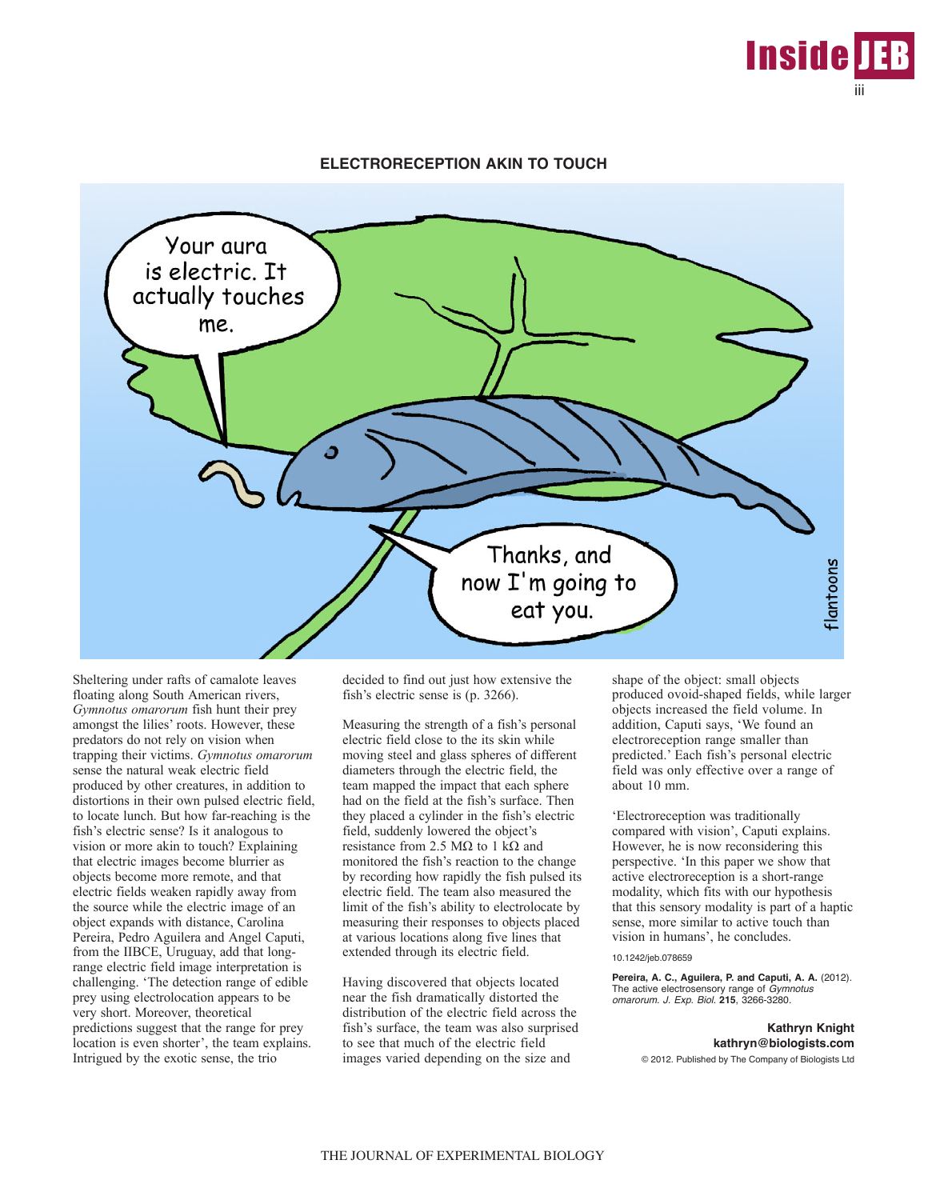## ELECTRORECEPTION AKIN TO TOUCH

Sheltering under rafts of camalote leaves floating along South American rivers, *Gymnotus omarorum* fish hunt their prey amongst the lilies' roots. However, these predators do not rely on vision when trapping their victims. *Gymnotus omarorum* sense the natural weak electric field produced by other creatures, in addition to distortions in their own pulsed electric field, to locate lunch. But how far-reaching is the fish's electric sense? Is it analogous to vision or more akin to touch? Explaining that electric images become blurrier as objects become more remote, and that electric fields weaken rapidly away from the source while the electric image of an object expands with distance, Carolina Pereira, Pedro Aguilera and Angel Caputi, from the IIBCE, Uruguay, add that long-range electric field image interpretation is challenging. 'The detection range of edible prey using electrolocation appears to be very short. Moreover, theoretical predictions suggest that the range for prey location is even shorter', the team explains. Intrigued by the exotic sense, the trio decided to find out just how extensive the fish's electric sense is (p. 3266).

Measuring the strength of a fish's personal electric field close to the its skin while moving steel and glass spheres of different diameters through the electric field, the team mapped the impact that each sphere had on the field at the fish's surface. Then they placed a cylinder in the fish's electric field, suddenly lowered the object's resistance from 2.5 MΩ to 1 kΩ and monitored the fish's reaction to the change by recording how rapidly the fish pulsed its electric field. The team also measured the limit of the fish's ability to electrolocate by measuring their responses to objects placed at various locations along five lines that extended through its electric field.

Having discovered that objects located near the fish dramatically distorted the distribution of the electric field across the fish's surface, the team was also surprised to see that much of the electric field images varied depending on the size and shape of the object: small objects produced ovoid-shaped fields, while larger objects increased the field volume. In addition, Caputi says, 'We found an electroreception range smaller than predicted.' Each fish's personal electric field was only effective over a range of about 10 mm.

'Electroreception was traditionally compared with vision', Caputi explains. However, he is now reconsidering this perspective. 'In this paper we show that active electroreception is a short-range modality, which fits with our hypothesis that this sensory modality is part of a haptic sense, more similar to active touch than vision in humans', he concludes.

10.1242/jeb.078659

**Pereira, A. C., Aguilera, P. and Caputi, A. A.** (2012). The active electrosensory range of *Gymnotus omarorum*. *J. Exp. Biol.* **215**, 3266-3280.

**Kathryn Knight**
**kathryn@biologists.com**

© 2012. Published by The Company of Biologists Ltd